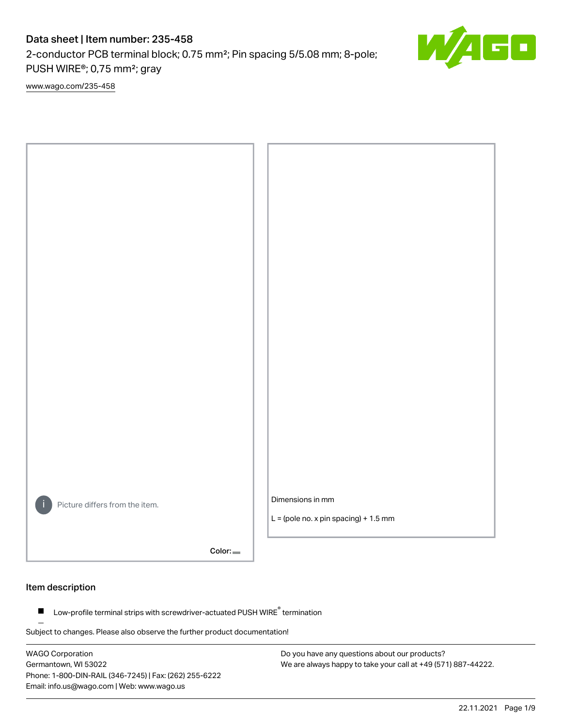# Data sheet | Item number: 235-458

2-conductor PCB terminal block; 0.75 mm²; Pin spacing 5/5.08 mm; 8-pole; PUSH WIRE®; 0,75 mm²; gray

www.wago.com/235-458

Picture differs from the item.

Color:

Dimensions in mm

L = (pole no. x pin spacing) + 1.5 mm

## Item description

- Low-profile terminal strips with screwdriver-actuated PUSH WIRE® termination

Subject to changes. Please also observe the further product documentation!

WAGO Corporation
Germantown, WI 53022
Phone: 1-800-DIN-RAIL (346-7245) | Fax: (262) 255-6222
Email: info.us@wago.com | Web: www.wago.us

Do you have any questions about our products?
We are always happy to take your call at +49 (571) 887-44222.

22.11.2021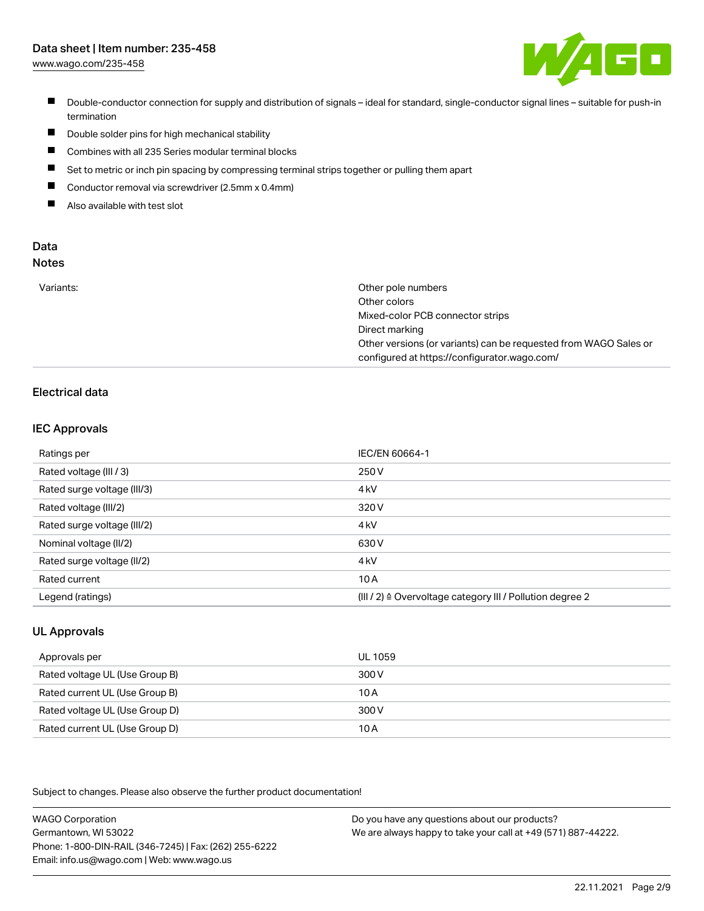- Double-conductor connection for supply and distribution of signals – ideal for standard, single-conductor signal lines – suitable for push-in termination
- Double solder pins for high mechanical stability
- Combines with all 235 Series modular terminal blocks
- Set to metric or inch pin spacing by compressing terminal strips together or pulling them apart
- Conductor removal via screwdriver (2.5mm x 0.4mm)
- Also available with test slot

## Data

### Notes

| | |
|---|---|
| Variants: | Other pole numbers<br>Other colors<br>Mixed-color PCB connector strips<br>Direct marking<br>Other versions (or variants) can be requested from WAGO Sales or configured at https://configurator.wago.com/ |

### Electrical data

#### IEC Approvals

| | |
|---|---|
| Ratings per | IEC/EN 60664-1 |
| Rated voltage (III / 3) | 250 V |
| Rated surge voltage (III/3) | 4 kV |
| Rated voltage (III/2) | 320 V |
| Rated surge voltage (III/2) | 4 kV |
| Nominal voltage (II/2) | 630 V |
| Rated surge voltage (II/2) | 4 kV |
| Rated current | 10 A |
| Legend (ratings) | (III / 2) ≙ Overvoltage category III / Pollution degree 2 |

#### UL Approvals

| | |
|---|---|
| Approvals per | UL 1059 |
| Rated voltage UL (Use Group B) | 300 V |
| Rated current UL (Use Group B) | 10 A |
| Rated voltage UL (Use Group D) | 300 V |
| Rated current UL (Use Group D) | 10 A |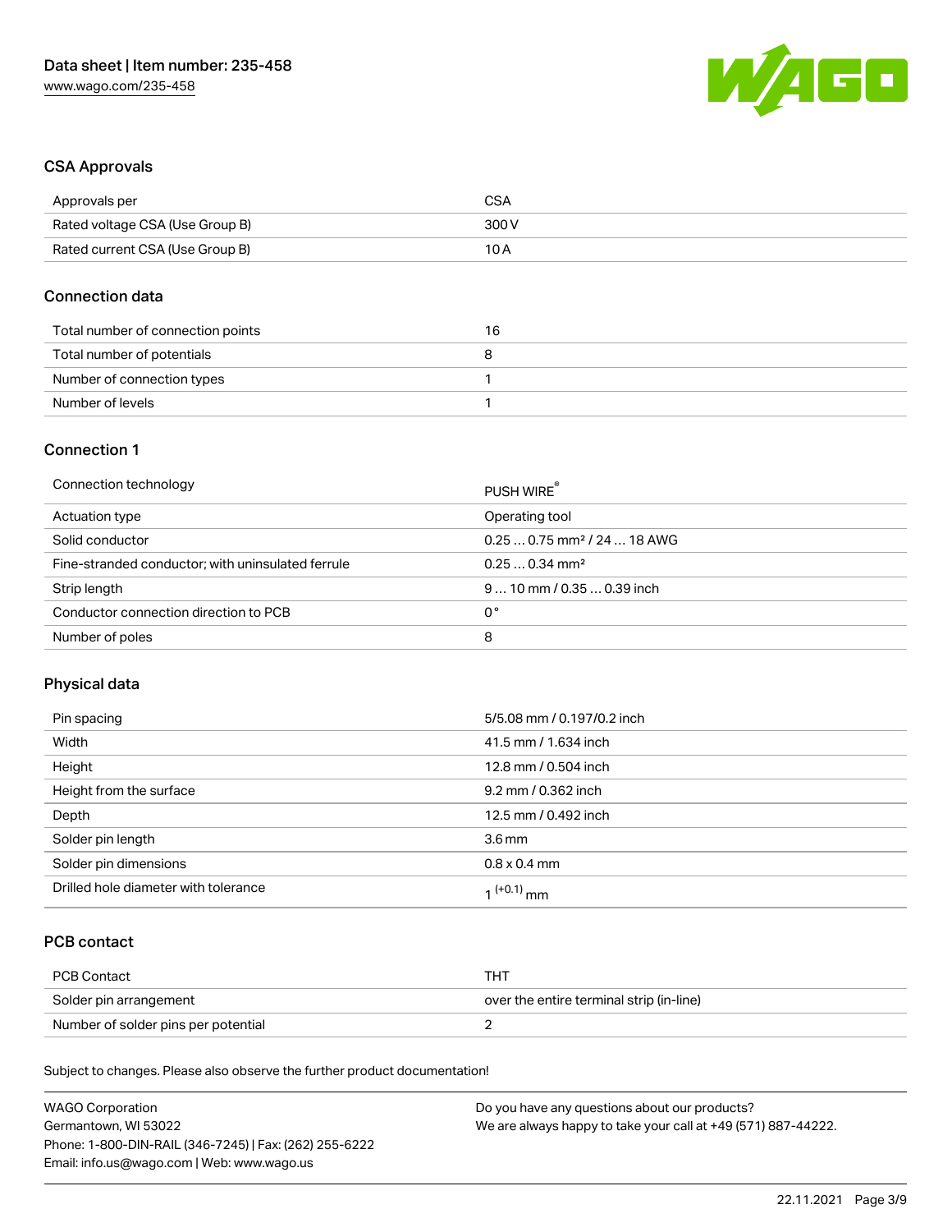## CSA Approvals

| Approvals per | CSA |
| --- | --- |
| Rated voltage CSA (Use Group B) | 300 V |
| Rated current CSA (Use Group B) | 10 A |

## Connection data

| Total number of connection points | 16 |
| --- | --- |
| Total number of potentials | 8 |
| Number of connection types | 1 |
| Number of levels | 1 |

## Connection 1

| Connection technology | PUSH WIRE® |
| --- | --- |
| Actuation type | Operating tool |
| Solid conductor | 0.25 … 0.75 mm² / 24 … 18 AWG |
| Fine-stranded conductor; with uninsulated ferrule | 0.25 … 0.34 mm² |
| Strip length | 9 … 10 mm / 0.35 … 0.39 inch |
| Conductor connection direction to PCB | 0 ° |
| Number of poles | 8 |

## Physical data

| Pin spacing | 5/5.08 mm / 0.197/0.2 inch |
| --- | --- |
| Width | 41.5 mm / 1.634 inch |
| Height | 12.8 mm / 0.504 inch |
| Height from the surface | 9.2 mm / 0.362 inch |
| Depth | 12.5 mm / 0.492 inch |
| Solder pin length | 3.6 mm |
| Solder pin dimensions | 0.8 x 0.4 mm |
| Drilled hole diameter with tolerance | $1^{(+0.1)}$ mm |

## PCB contact

| PCB Contact | THT |
| --- | --- |
| Solder pin arrangement | over the entire terminal strip (in-line) |
| Number of solder pins per potential | 2 |

Subject to changes. Please also observe the further product documentation!

WAGO Corporation
Germantown, WI 53022
Phone: 1-800-DIN-RAIL (346-7245) | Fax: (262) 255-6222
Email: info.us@wago.com | Web: www.wago.us

Do you have any questions about our products?
We are always happy to take your call at +49 (571) 887-44222.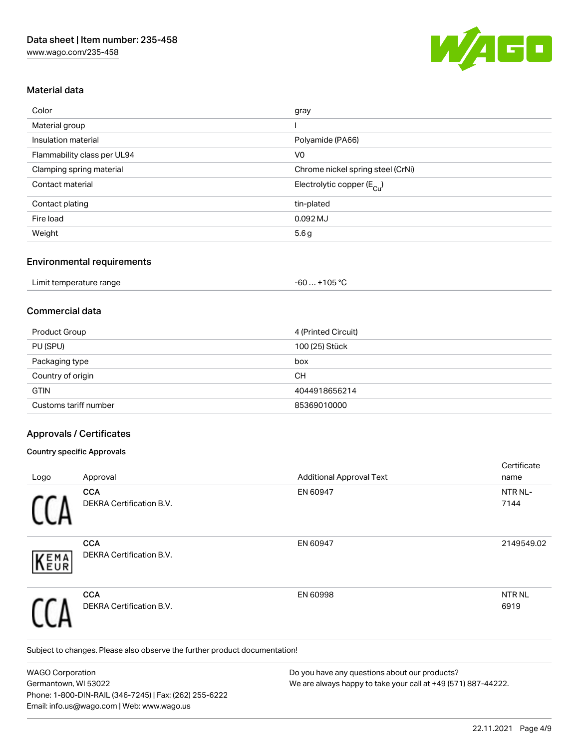## Material data

| | |
|---|---|
| Color | gray |
| Material group | I |
| Insulation material | Polyamide (PA66) |
| Flammability class per UL94 | V0 |
| Clamping spring material | Chrome nickel spring steel (CrNi) |
| Contact material | Electrolytic copper ($E_{Cu}$) |
| Contact plating | tin-plated |
| Fire load | 0.092 MJ |
| Weight | 5.6 g |

## Environmental requirements

| | |
|---|---|
| Limit temperature range | -60 … +105 °C |

## Commercial data

| | |
|---|---|
| Product Group | 4 (Printed Circuit) |
| PU (SPU) | 100 (25) Stück |
| Packaging type | box |
| Country of origin | CH |
| GTIN | 4044918656214 |
| Customs tariff number | 85369010000 |

## Approvals / Certificates

### Country specific Approvals

| Logo | Approval | Additional Approval Text | Certificate name |
|---|---|---|---|
| | **CCA** DEKRA Certification B.V. | EN 60947 | NTR NL-7144 |
| | **CCA** DEKRA Certification B.V. | EN 60947 | 2149549.02 |
| | **CCA** DEKRA Certification B.V. | EN 60998 | NTR NL 6919 |

Subject to changes. Please also observe the further product documentation!

WAGO Corporation
Germantown, WI 53022
Phone: 1-800-DIN-RAIL (346-7245) | Fax: (262) 255-6222
Email: info.us@wago.com | Web: www.wago.us

Do you have any questions about our products?
We are always happy to take your call at +49 (571) 887-44222.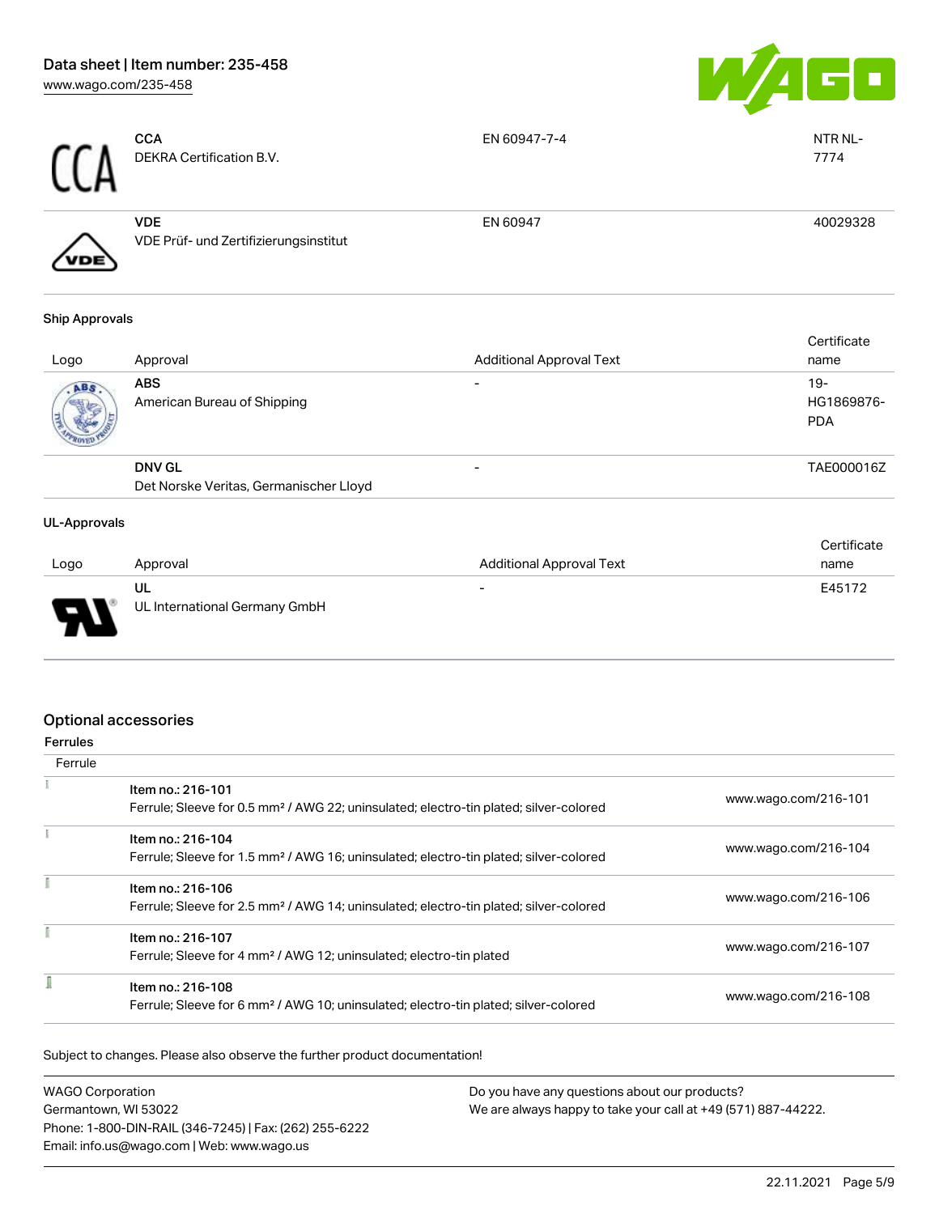| Logo | Approval | Additional Approval Text | Certificate name |
|---|---|---|---|
| | **CCA** DEKRA Certification B.V. | EN 60947-7-4 | NTR NL-7774 |
| | **VDE** VDE Prüf- und Zertifizierungsinstitut | EN 60947 | 40029328 |

#### Ship Approvals

| Logo | Approval | Additional Approval Text | Certificate name |
|---|---|---|---|
| | **ABS** American Bureau of Shipping | - | 19-HG1869876-PDA |
| | **DNV GL** Det Norske Veritas, Germanischer Lloyd | - | TAE000016Z |

#### UL-Approvals

| Logo | Approval | Additional Approval Text | Certificate name |
|---|---|---|---|
| | **UL** UL International Germany GmbH | - | E45172 |

## Optional accessories

### Ferrules

| Ferrule | | |
|---|---|---|
| | **Item no.: 216-101** Ferrule; Sleeve for 0.5 mm² / AWG 22; uninsulated; electro-tin plated; silver-colored | www.wago.com/216-101 |
| | **Item no.: 216-104** Ferrule; Sleeve for 1.5 mm² / AWG 16; uninsulated; electro-tin plated; silver-colored | www.wago.com/216-104 |
| | **Item no.: 216-106** Ferrule; Sleeve for 2.5 mm² / AWG 14; uninsulated; electro-tin plated; silver-colored | www.wago.com/216-106 |
| | **Item no.: 216-107** Ferrule; Sleeve for 4 mm² / AWG 12; uninsulated; electro-tin plated | www.wago.com/216-107 |
| | **Item no.: 216-108** Ferrule; Sleeve for 6 mm² / AWG 10; uninsulated; electro-tin plated; silver-colored | www.wago.com/216-108 |

Subject to changes. Please also observe the further product documentation!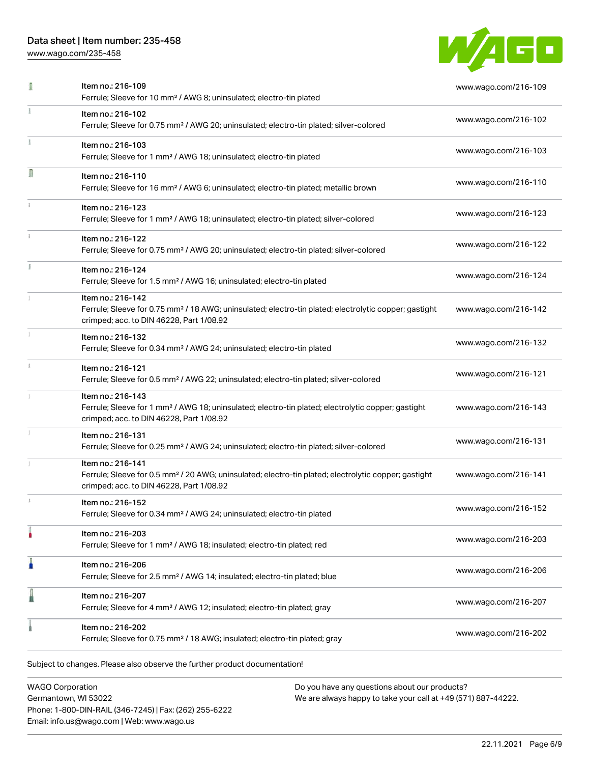| | | |
|---|---|---|
| | Item no.: 216-109<br>Ferrule; Sleeve for 10 mm² / AWG 8; uninsulated; electro-tin plated | www.wago.com/216-109 |
| | Item no.: 216-102<br>Ferrule; Sleeve for 0.75 mm² / AWG 20; uninsulated; electro-tin plated; silver-colored | www.wago.com/216-102 |
| | Item no.: 216-103<br>Ferrule; Sleeve for 1 mm² / AWG 18; uninsulated; electro-tin plated | www.wago.com/216-103 |
| | Item no.: 216-110<br>Ferrule; Sleeve for 16 mm² / AWG 6; uninsulated; electro-tin plated; metallic brown | www.wago.com/216-110 |
| | Item no.: 216-123<br>Ferrule; Sleeve for 1 mm² / AWG 18; uninsulated; electro-tin plated; silver-colored | www.wago.com/216-123 |
| | Item no.: 216-122<br>Ferrule; Sleeve for 0.75 mm² / AWG 20; uninsulated; electro-tin plated; silver-colored | www.wago.com/216-122 |
| | Item no.: 216-124<br>Ferrule; Sleeve for 1.5 mm² / AWG 16; uninsulated; electro-tin plated | www.wago.com/216-124 |
| | Item no.: 216-142<br>Ferrule; Sleeve for 0.75 mm² / 18 AWG; uninsulated; electro-tin plated; electrolytic copper; gastight crimped; acc. to DIN 46228, Part 1/08.92 | www.wago.com/216-142 |
| | Item no.: 216-132<br>Ferrule; Sleeve for 0.34 mm² / AWG 24; uninsulated; electro-tin plated | www.wago.com/216-132 |
| | Item no.: 216-121<br>Ferrule; Sleeve for 0.5 mm² / AWG 22; uninsulated; electro-tin plated; silver-colored | www.wago.com/216-121 |
| | Item no.: 216-143<br>Ferrule; Sleeve for 1 mm² / AWG 18; uninsulated; electro-tin plated; electrolytic copper; gastight crimped; acc. to DIN 46228, Part 1/08.92 | www.wago.com/216-143 |
| | Item no.: 216-131<br>Ferrule; Sleeve for 0.25 mm² / AWG 24; uninsulated; electro-tin plated; silver-colored | www.wago.com/216-131 |
| | Item no.: 216-141<br>Ferrule; Sleeve for 0.5 mm² / 20 AWG; uninsulated; electro-tin plated; electrolytic copper; gastight crimped; acc. to DIN 46228, Part 1/08.92 | www.wago.com/216-141 |
| | Item no.: 216-152<br>Ferrule; Sleeve for 0.34 mm² / AWG 24; uninsulated; electro-tin plated | www.wago.com/216-152 |
| | Item no.: 216-203<br>Ferrule; Sleeve for 1 mm² / AWG 18; insulated; electro-tin plated; red | www.wago.com/216-203 |
| | Item no.: 216-206<br>Ferrule; Sleeve for 2.5 mm² / AWG 14; insulated; electro-tin plated; blue | www.wago.com/216-206 |
| | Item no.: 216-207<br>Ferrule; Sleeve for 4 mm² / AWG 12; insulated; electro-tin plated; gray | www.wago.com/216-207 |
| | Item no.: 216-202<br>Ferrule; Sleeve for 0.75 mm² / 18 AWG; insulated; electro-tin plated; gray | www.wago.com/216-202 |

Subject to changes. Please also observe the further product documentation!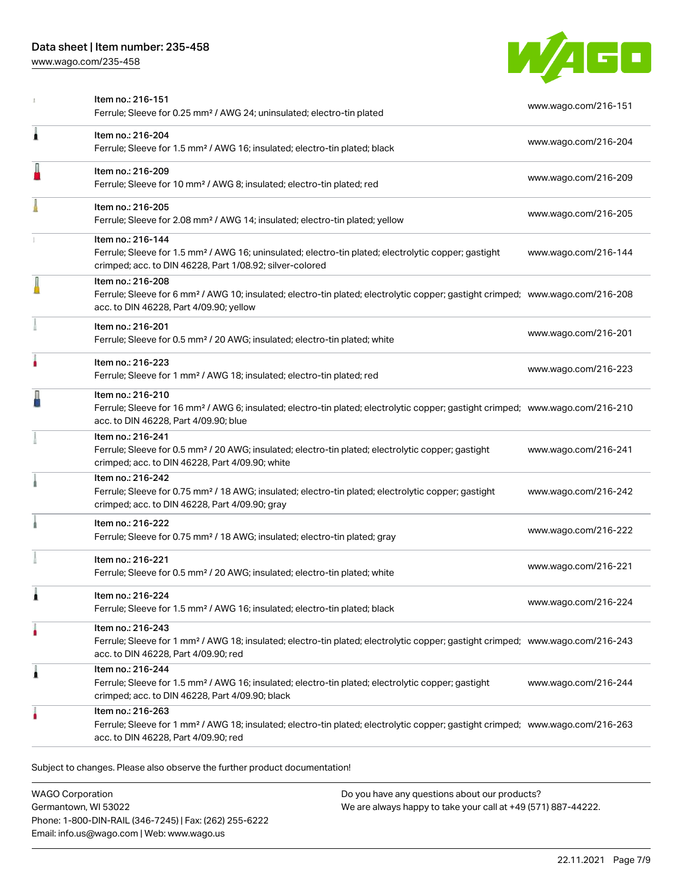| Item | URL |
| --- | --- |
| Item no.: 216-151<br>Ferrule; Sleeve for 0.25 mm² / AWG 24; uninsulated; electro-tin plated | www.wago.com/216-151 |
| Item no.: 216-204<br>Ferrule; Sleeve for 1.5 mm² / AWG 16; insulated; electro-tin plated; black | www.wago.com/216-204 |
| Item no.: 216-209<br>Ferrule; Sleeve for 10 mm² / AWG 8; insulated; electro-tin plated; red | www.wago.com/216-209 |
| Item no.: 216-205<br>Ferrule; Sleeve for 2.08 mm² / AWG 14; insulated; electro-tin plated; yellow | www.wago.com/216-205 |
| Item no.: 216-144<br>Ferrule; Sleeve for 1.5 mm² / AWG 16; uninsulated; electro-tin plated; electrolytic copper; gastight crimped; acc. to DIN 46228, Part 1/08.92; silver-colored | www.wago.com/216-144 |
| Item no.: 216-208<br>Ferrule; Sleeve for 6 mm² / AWG 10; insulated; electro-tin plated; electrolytic copper; gastight crimped; acc. to DIN 46228, Part 4/09.90; yellow | www.wago.com/216-208 |
| Item no.: 216-201<br>Ferrule; Sleeve for 0.5 mm² / 20 AWG; insulated; electro-tin plated; white | www.wago.com/216-201 |
| Item no.: 216-223<br>Ferrule; Sleeve for 1 mm² / AWG 18; insulated; electro-tin plated; red | www.wago.com/216-223 |
| Item no.: 216-210<br>Ferrule; Sleeve for 16 mm² / AWG 6; insulated; electro-tin plated; electrolytic copper; gastight crimped; acc. to DIN 46228, Part 4/09.90; blue | www.wago.com/216-210 |
| Item no.: 216-241<br>Ferrule; Sleeve for 0.5 mm² / 20 AWG; insulated; electro-tin plated; electrolytic copper; gastight crimped; acc. to DIN 46228, Part 4/09.90; white | www.wago.com/216-241 |
| Item no.: 216-242<br>Ferrule; Sleeve for 0.75 mm² / 18 AWG; insulated; electro-tin plated; electrolytic copper; gastight crimped; acc. to DIN 46228, Part 4/09.90; gray | www.wago.com/216-242 |
| Item no.: 216-222<br>Ferrule; Sleeve for 0.75 mm² / 18 AWG; insulated; electro-tin plated; gray | www.wago.com/216-222 |
| Item no.: 216-221<br>Ferrule; Sleeve for 0.5 mm² / 20 AWG; insulated; electro-tin plated; white | www.wago.com/216-221 |
| Item no.: 216-224<br>Ferrule; Sleeve for 1.5 mm² / AWG 16; insulated; electro-tin plated; black | www.wago.com/216-224 |
| Item no.: 216-243<br>Ferrule; Sleeve for 1 mm² / AWG 18; insulated; electro-tin plated; electrolytic copper; gastight crimped; acc. to DIN 46228, Part 4/09.90; red | www.wago.com/216-243 |
| Item no.: 216-244<br>Ferrule; Sleeve for 1.5 mm² / AWG 16; insulated; electro-tin plated; electrolytic copper; gastight crimped; acc. to DIN 46228, Part 4/09.90; black | www.wago.com/216-244 |
| Item no.: 216-263<br>Ferrule; Sleeve for 1 mm² / AWG 18; insulated; electro-tin plated; electrolytic copper; gastight crimped; acc. to DIN 46228, Part 4/09.90; red | www.wago.com/216-263 |

Subject to changes. Please also observe the further product documentation!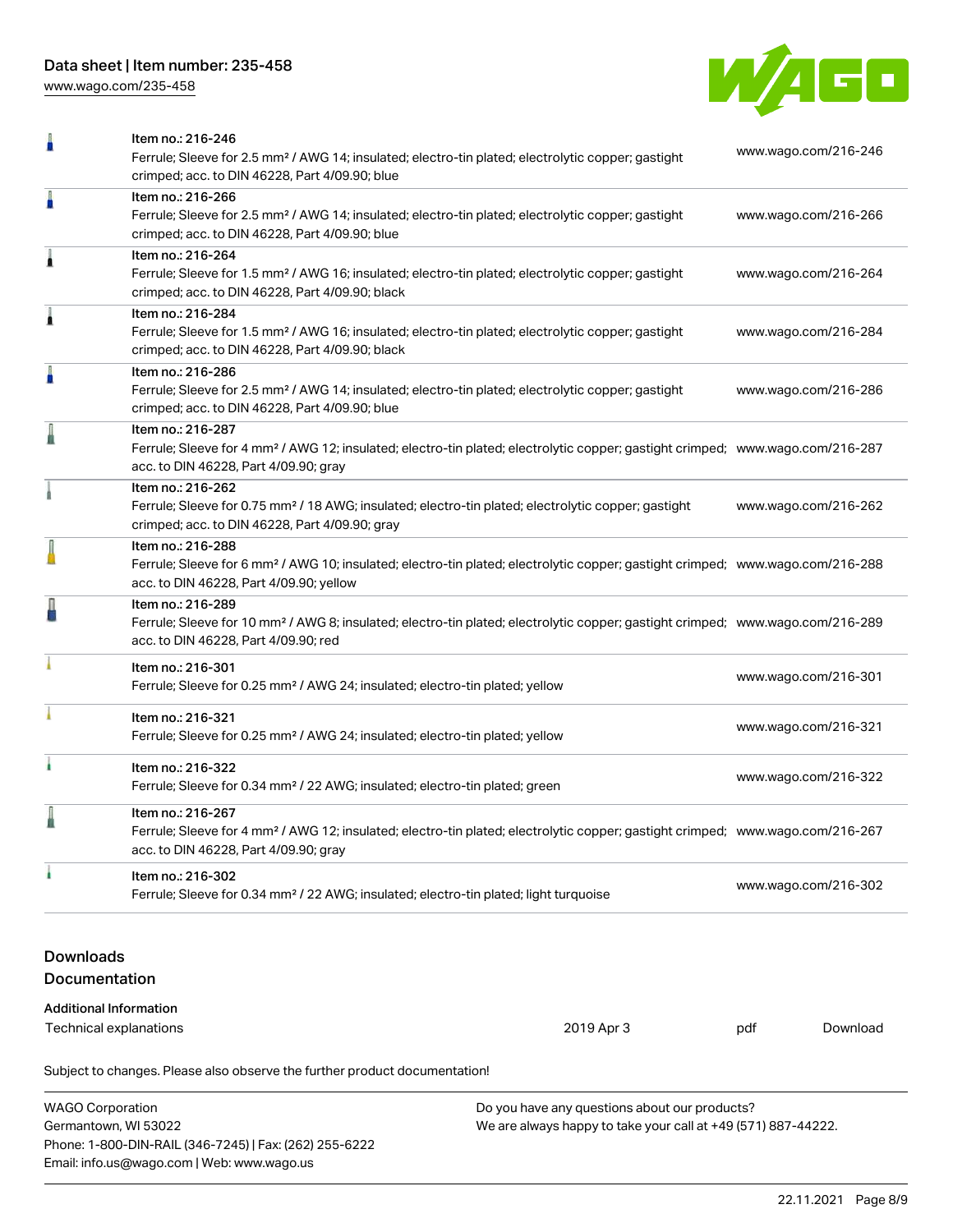| | | |
|---|---|---|
| | Item no.: 216-246<br>Ferrule; Sleeve for 2.5 mm² / AWG 14; insulated; electro-tin plated; electrolytic copper; gastight crimped; acc. to DIN 46228, Part 4/09.90; blue | www.wago.com/216-246 |
| | Item no.: 216-266<br>Ferrule; Sleeve for 2.5 mm² / AWG 14; insulated; electro-tin plated; electrolytic copper; gastight crimped; acc. to DIN 46228, Part 4/09.90; blue | www.wago.com/216-266 |
| | Item no.: 216-264<br>Ferrule; Sleeve for 1.5 mm² / AWG 16; insulated; electro-tin plated; electrolytic copper; gastight crimped; acc. to DIN 46228, Part 4/09.90; black | www.wago.com/216-264 |
| | Item no.: 216-284<br>Ferrule; Sleeve for 1.5 mm² / AWG 16; insulated; electro-tin plated; electrolytic copper; gastight crimped; acc. to DIN 46228, Part 4/09.90; black | www.wago.com/216-284 |
| | Item no.: 216-286<br>Ferrule; Sleeve for 2.5 mm² / AWG 14; insulated; electro-tin plated; electrolytic copper; gastight crimped; acc. to DIN 46228, Part 4/09.90; blue | www.wago.com/216-286 |
| | Item no.: 216-287<br>Ferrule; Sleeve for 4 mm² / AWG 12; insulated; electro-tin plated; electrolytic copper; gastight crimped; acc. to DIN 46228, Part 4/09.90; gray | www.wago.com/216-287 |
| | Item no.: 216-262<br>Ferrule; Sleeve for 0.75 mm² / 18 AWG; insulated; electro-tin plated; electrolytic copper; gastight crimped; acc. to DIN 46228, Part 4/09.90; gray | www.wago.com/216-262 |
| | Item no.: 216-288<br>Ferrule; Sleeve for 6 mm² / AWG 10; insulated; electro-tin plated; electrolytic copper; gastight crimped; acc. to DIN 46228, Part 4/09.90; yellow | www.wago.com/216-288 |
| | Item no.: 216-289<br>Ferrule; Sleeve for 10 mm² / AWG 8; insulated; electro-tin plated; electrolytic copper; gastight crimped; acc. to DIN 46228, Part 4/09.90; red | www.wago.com/216-289 |
| | Item no.: 216-301<br>Ferrule; Sleeve for 0.25 mm² / AWG 24; insulated; electro-tin plated; yellow | www.wago.com/216-301 |
| | Item no.: 216-321<br>Ferrule; Sleeve for 0.25 mm² / AWG 24; insulated; electro-tin plated; yellow | www.wago.com/216-321 |
| | Item no.: 216-322<br>Ferrule; Sleeve for 0.34 mm² / 22 AWG; insulated; electro-tin plated; green | www.wago.com/216-322 |
| | Item no.: 216-267<br>Ferrule; Sleeve for 4 mm² / AWG 12; insulated; electro-tin plated; electrolytic copper; gastight crimped; acc. to DIN 46228, Part 4/09.90; gray | www.wago.com/216-267 |
| | Item no.: 216-302<br>Ferrule; Sleeve for 0.34 mm² / 22 AWG; insulated; electro-tin plated; light turquoise | www.wago.com/216-302 |

## Downloads

### Documentation

#### Additional Information

| | | | |
|---|---|---|---|
| Technical explanations | 2019 Apr 3 | pdf | Download |

Subject to changes. Please also observe the further product documentation!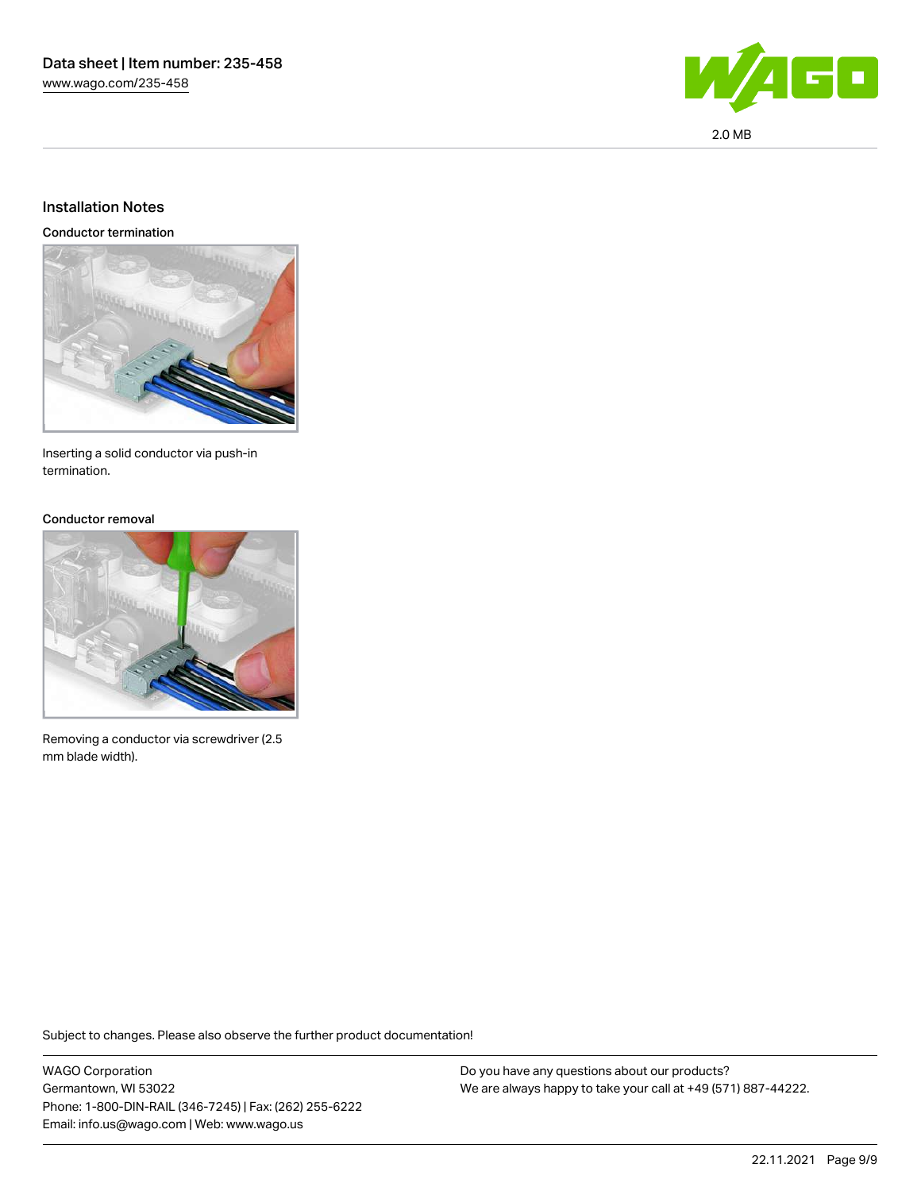## Installation Notes

### Conductor termination

Inserting a solid conductor via push-in termination.

### Conductor removal

Removing a conductor via screwdriver (2.5 mm blade width).

Subject to changes. Please also observe the further product documentation!

WAGO Corporation
Germantown, WI 53022
Phone: 1-800-DIN-RAIL (346-7245) | Fax: (262) 255-6222
Email: info.us@wago.com | Web: www.wago.us

Do you have any questions about our products?
We are always happy to take your call at +49 (571) 887-44222.